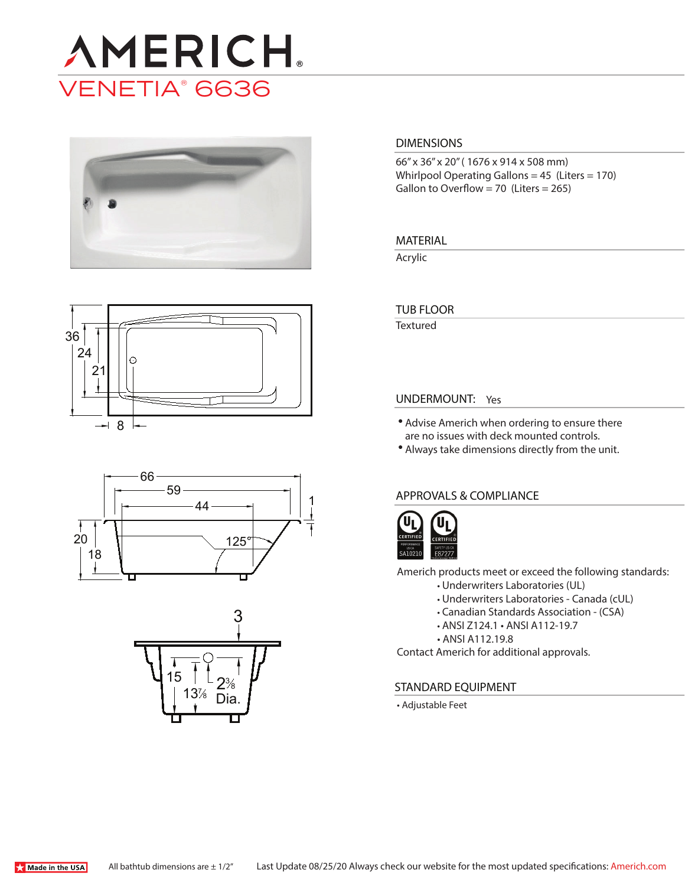# AMERICH®

## VENETIA® 6636

### DIMENSIONS

66" x 36" x 20" ( 1676 x 914 x 508 mm)
Whirlpool Operating Gallons = 45 (Liters = 170)
Gallon to Overflow = 70 (Liters = 265)

### MATERIAL

Acrylic

### TUB FLOOR

Textured

### UNDERMOUNT: Yes

- Advise Americh when ordering to ensure there are no issues with deck mounted controls.
- Always take dimensions directly from the unit.

### APPROVALS & COMPLIANCE

Americh products meet or exceed the following standards:

- Underwriters Laboratories (UL)
- Underwriters Laboratories - Canada (cUL)
- Canadian Standards Association - (CSA)
- ANSI Z124.1 • ANSI A112-19.7
- ANSI A112.19.8

Contact Americh for additional approvals.

### STANDARD EQUIPMENT

- Adjustable Feet

Made in the USA

All bathtub dimensions are ± 1/2"

Last Update 08/25/20 Always check our website for the most updated specifications: Americh.com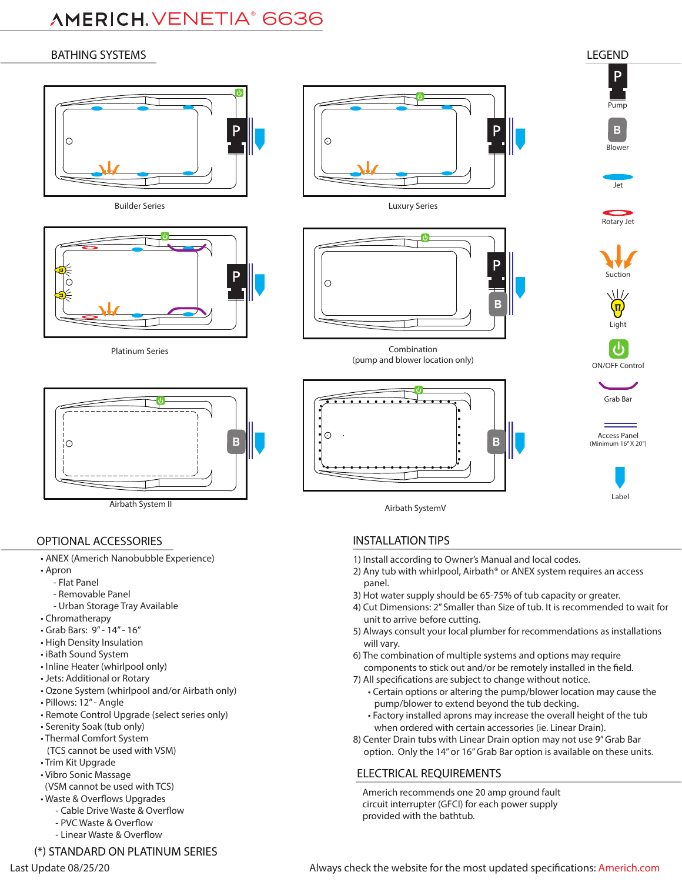# AMERICH. VENETIA® 6636

## BATHING SYSTEMS

Builder Series

Luxury Series

Platinum Series

Combination
(pump and blower location only)

Airbath System II

Airbath SystemV

## LEGEND

P
Pump

B
Blower

Jet

Rotary Jet

Suction

Light

ON/OFF Control

Grab Bar

Access Panel
(Minimum 16" X 20")

Label

## OPTIONAL ACCESSORIES

- ANEX (Americh Nanobubble Experience)
- Apron
  - Flat Panel
  - Removable Panel
  - Urban Storage Tray Available
- Chromatherapy
- Grab Bars: 9" - 14" - 16"
- High Density Insulation
- iBath Sound System
- Inline Heater (whirlpool only)
- Jets: Additional or Rotary
- Ozone System (whirlpool and/or Airbath only)
- Pillows: 12" - Angle
- Remote Control Upgrade (select series only)
- Serenity Soak (tub only)
- Thermal Comfort System
  (TCS cannot be used with VSM)
- Trim Kit Upgrade
- Vibro Sonic Massage
  (VSM cannot be used with TCS)
- Waste & Overflows Upgrades
  - Cable Drive Waste & Overflow
  - PVC Waste & Overflow
  - Linear Waste & Overflow

(*) STANDARD ON PLATINUM SERIES

## INSTALLATION TIPS

1) Install according to Owner's Manual and local codes.
2) Any tub with whirlpool, Airbath® or ANEX system requires an access panel.
3) Hot water supply should be 65-75% of tub capacity or greater.
4) Cut Dimensions: 2" Smaller than Size of tub. It is recommended to wait for unit to arrive before cutting.
5) Always consult your local plumber for recommendations as installations will vary.
6) The combination of multiple systems and options may require components to stick out and/or be remotely installed in the field.
7) All specifications are subject to change without notice.
   - Certain options or altering the pump/blower location may cause the pump/blower to extend beyond the tub decking.
   - Factory installed aprons may increase the overall height of the tub when ordered with certain accessories (ie. Linear Drain).
8) Center Drain tubs with Linear Drain option may not use 9" Grab Bar option. Only the 14" or 16" Grab Bar option is available on these units.

## ELECTRICAL REQUIREMENTS

Americh recommends one 20 amp ground fault circuit interrupter (GFCI) for each power supply provided with the bathtub.

Last Update 08/25/20

Always check the website for the most updated specifications: Americh.com